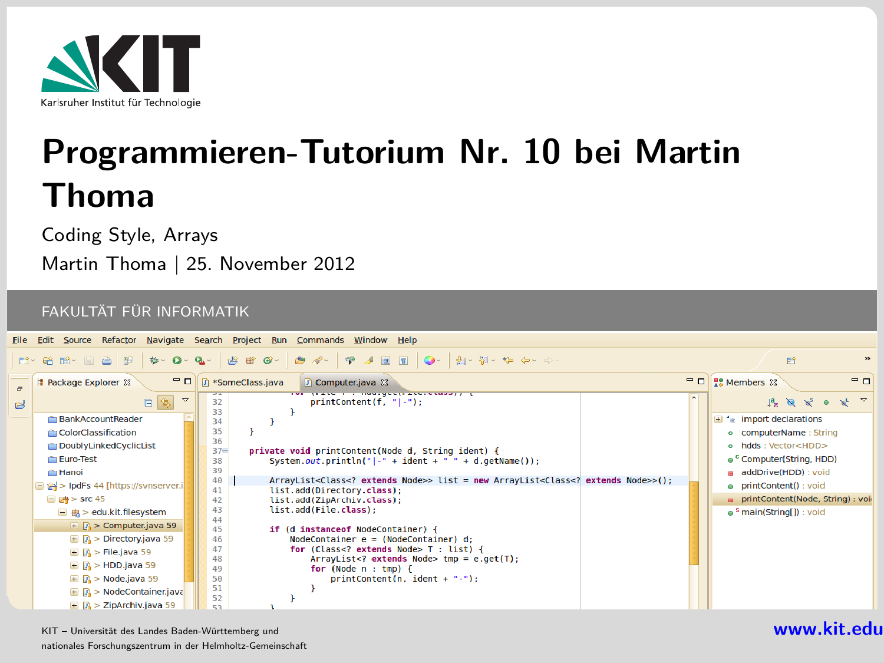# Programmieren-Tutorium Nr. 10 bei Martin Thoma

Coding Style, Arrays

Martin Thoma | 25. November 2012

FAKULTÄT FÜR INFORMATIK

KIT – Universität des Landes Baden-Württemberg und nationales Forschungszentrum in der Helmholtz-Gemeinschaft

www.kit.edu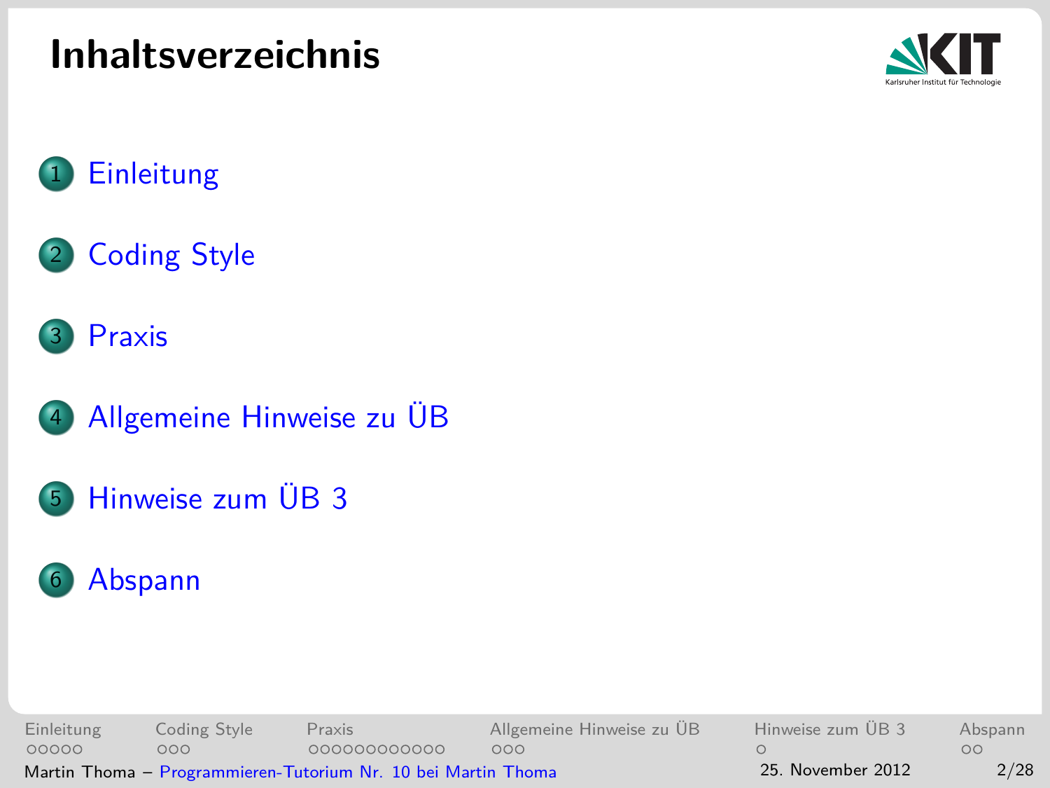# Inhaltsverzeichnis

1. Einleitung
2. Coding Style
3. Praxis
4. Allgemeine Hinweise zu ÜB
5. Hinweise zum ÜB 3
6. Abspann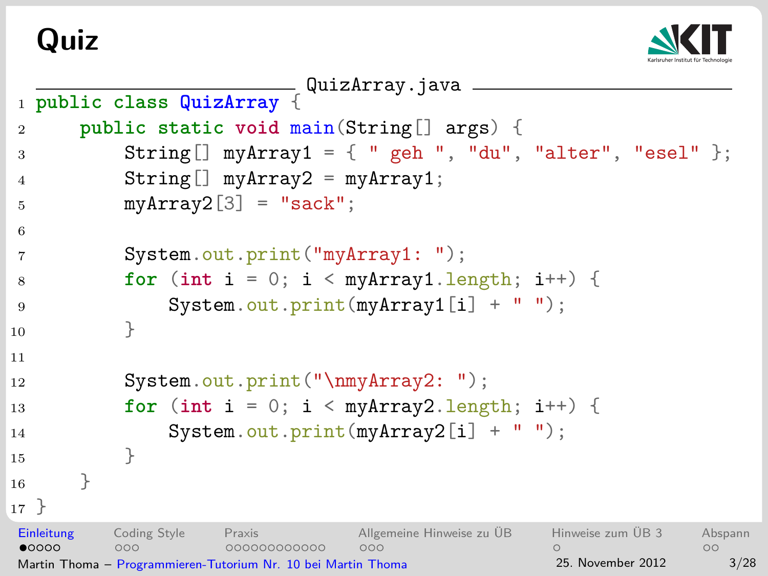# Quiz

QuizArray.java

```java
public class QuizArray {
    public static void main(String[] args) {
        String[] myArray1 = { " geh ", "du", "alter", "esel" };
        String[] myArray2 = myArray1;
        myArray2[3] = "sack";

        System.out.print("myArray1: ");
        for (int i = 0; i < myArray1.length; i++) {
            System.out.print(myArray1[i] + " ");
        }

        System.out.print("\nmyArray2: ");
        for (int i = 0; i < myArray2.length; i++) {
            System.out.print(myArray2[i] + " ");
        }
    }
}
```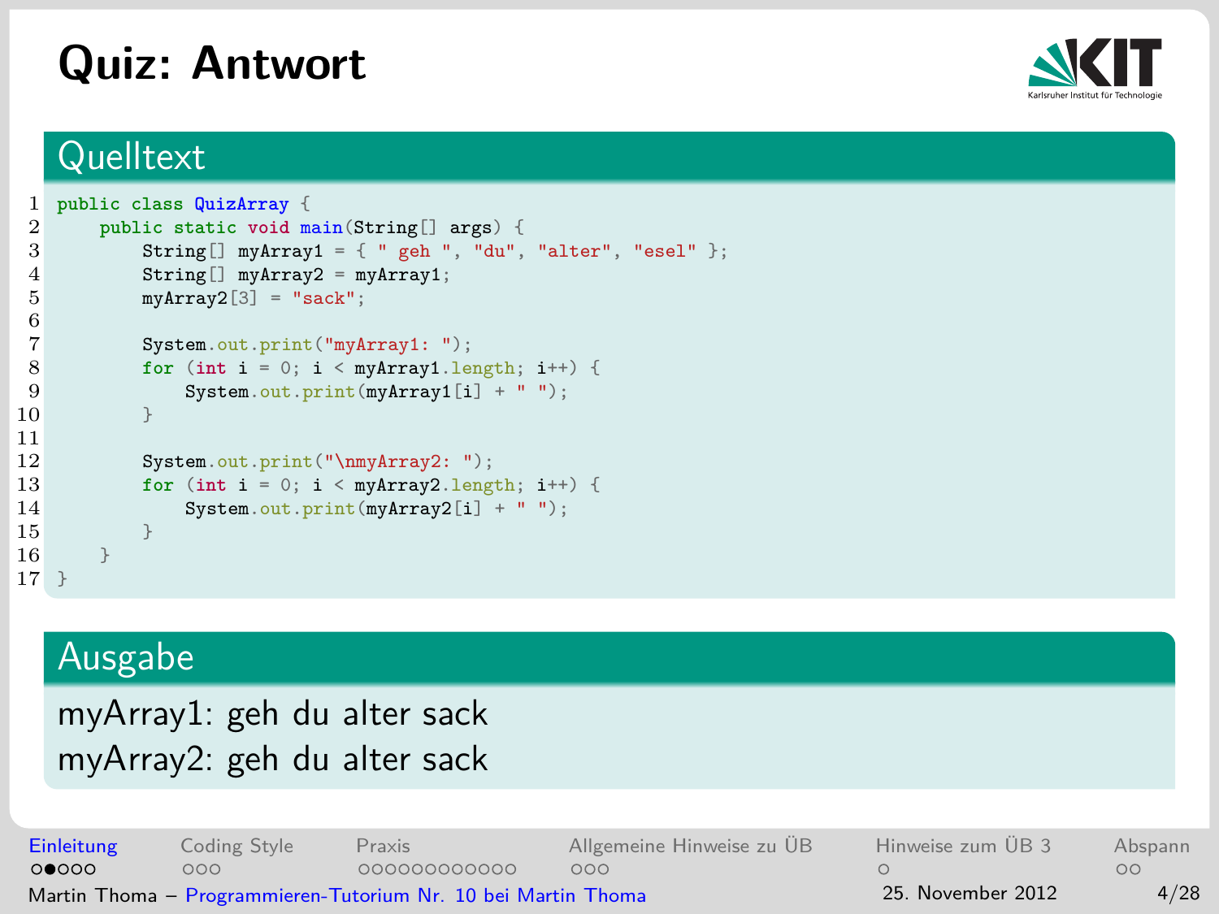# Quiz: Antwort

## Quelltext

```java
public class QuizArray {
    public static void main(String[] args) {
        String[] myArray1 = { " geh ", "du", "alter", "esel" };
        String[] myArray2 = myArray1;
        myArray2[3] = "sack";

        System.out.print("myArray1: ");
        for (int i = 0; i < myArray1.length; i++) {
            System.out.print(myArray1[i] + " ");
        }

        System.out.print("\nmyArray2: ");
        for (int i = 0; i < myArray2.length; i++) {
            System.out.print(myArray2[i] + " ");
        }
    }
}
```

## Ausgabe

myArray1: geh du alter sack
myArray2: geh du alter sack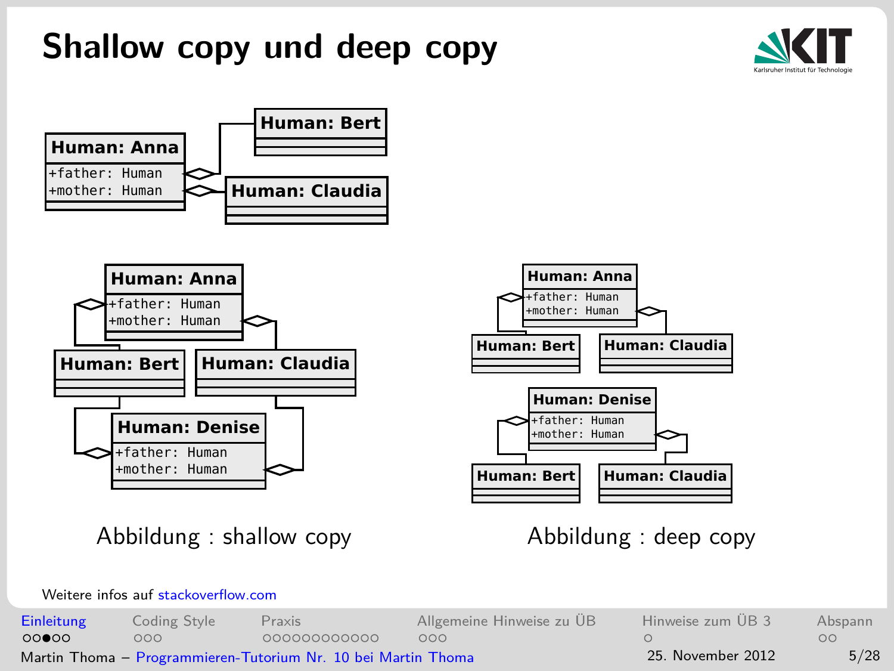# Shallow copy und deep copy

Human: Anna
+father: Human
+mother: Human

Human: Bert

Human: Claudia

Human: Anna
+father: Human
+mother: Human

Human: Bert

Human: Claudia

Human: Denise
+father: Human
+mother: Human

Abbildung : shallow copy

Human: Anna
+father: Human
+mother: Human

Human: Bert

Human: Claudia

Human: Denise
+father: Human
+mother: Human

Human: Bert

Human: Claudia

Abbildung : deep copy

Weitere infos auf stackoverflow.com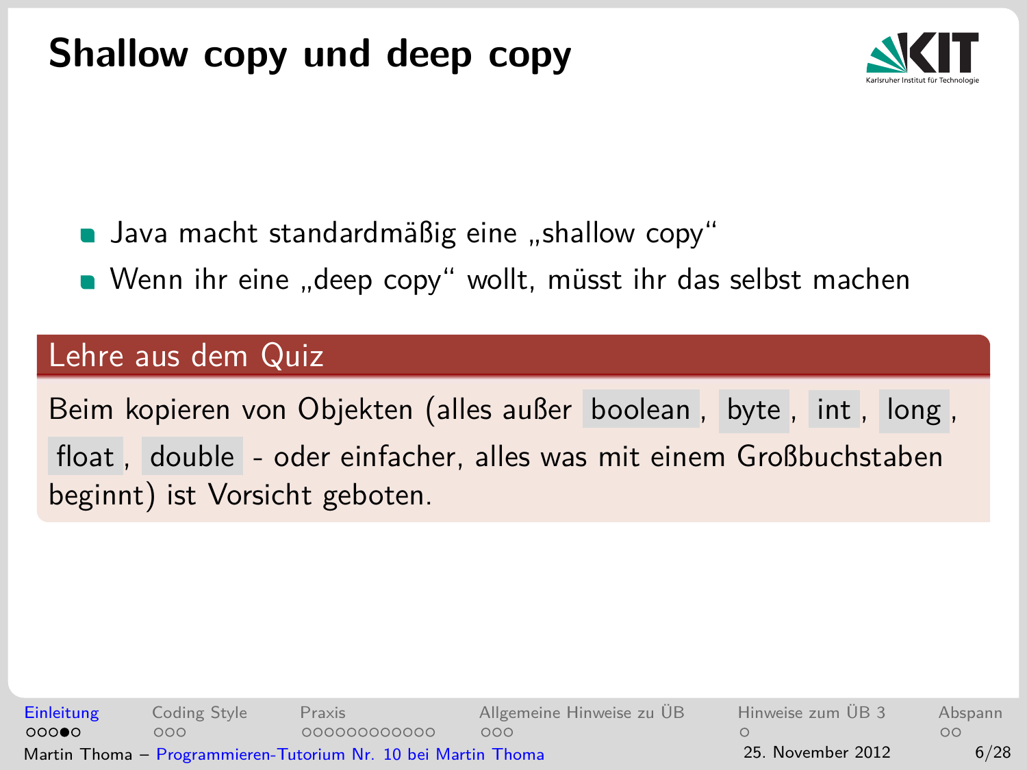# Shallow copy und deep copy

- Java macht standardmäßig eine „shallow copy“
- Wenn ihr eine „deep copy“ wollt, müsst ihr das selbst machen

**Lehre aus dem Quiz**

Beim kopieren von Objekten (alles außer `boolean`, `byte`, `int`, `long`, `float`, `double` - oder einfacher, alles was mit einem Großbuchstaben beginnt) ist Vorsicht geboten.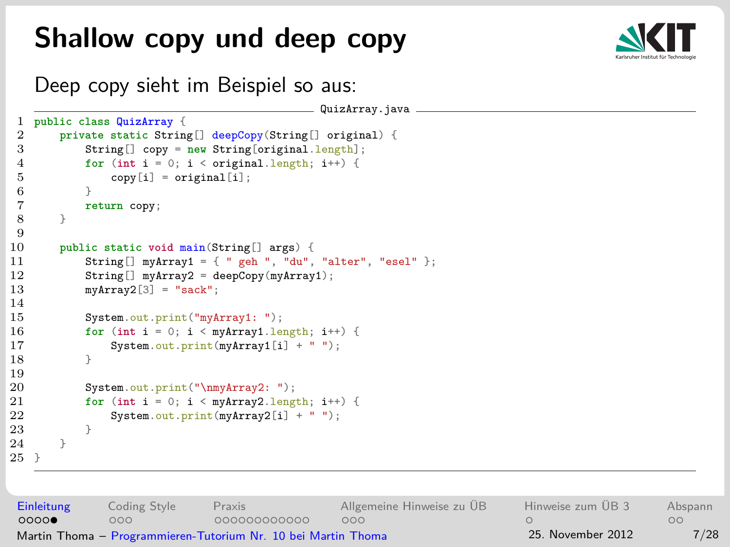# Shallow copy und deep copy

Deep copy sieht im Beispiel so aus:

QuizArray.java

```java
public class QuizArray {
    private static String[] deepCopy(String[] original) {
        String[] copy = new String[original.length];
        for (int i = 0; i < original.length; i++) {
            copy[i] = original[i];
        }
        return copy;
    }

    public static void main(String[] args) {
        String[] myArray1 = { " geh ", "du", "alter", "esel" };
        String[] myArray2 = deepCopy(myArray1);
        myArray2[3] = "sack";

        System.out.print("myArray1: ");
        for (int i = 0; i < myArray1.length; i++) {
            System.out.print(myArray1[i] + " ");
        }

        System.out.print("\nmyArray2: ");
        for (int i = 0; i < myArray2.length; i++) {
            System.out.print(myArray2[i] + " ");
        }
    }
}
```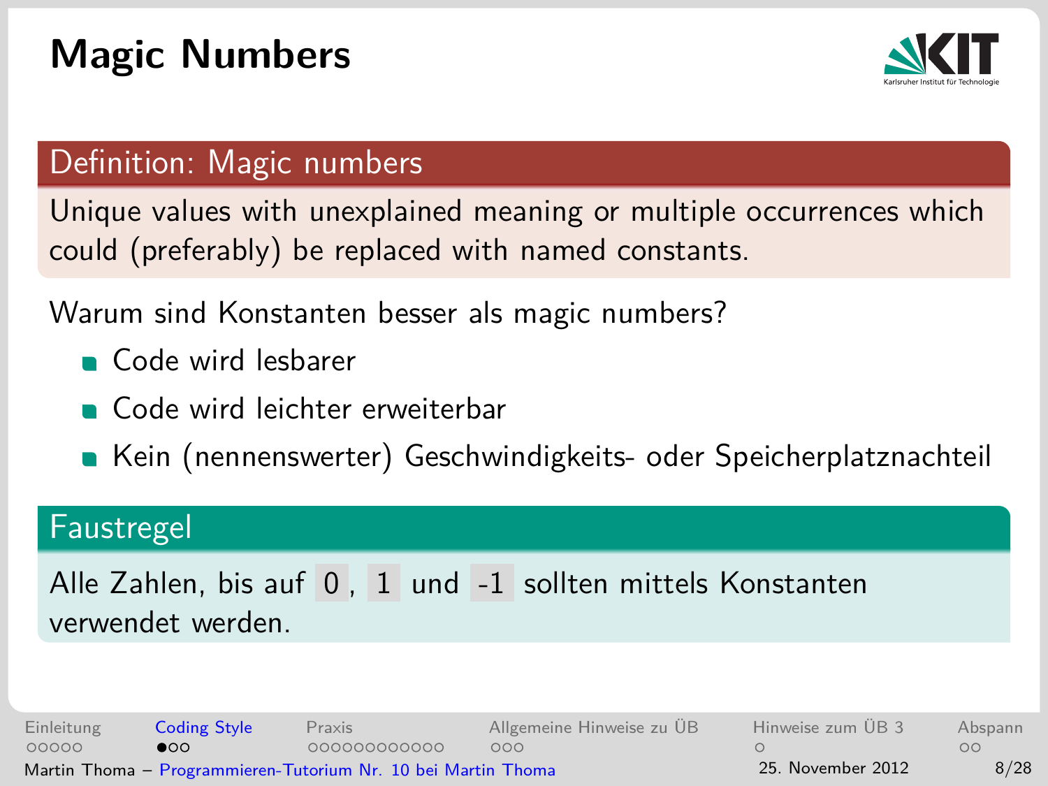# Magic Numbers

**Definition: Magic numbers**

Unique values with unexplained meaning or multiple occurrences which could (preferably) be replaced with named constants.

Warum sind Konstanten besser als magic numbers?

- Code wird lesbarer
- Code wird leichter erweiterbar
- Kein (nennenswerter) Geschwindigkeits- oder Speicherplatznachteil

**Faustregel**

Alle Zahlen, bis auf `0`, `1` und `-1` sollten mittels Konstanten verwendet werden.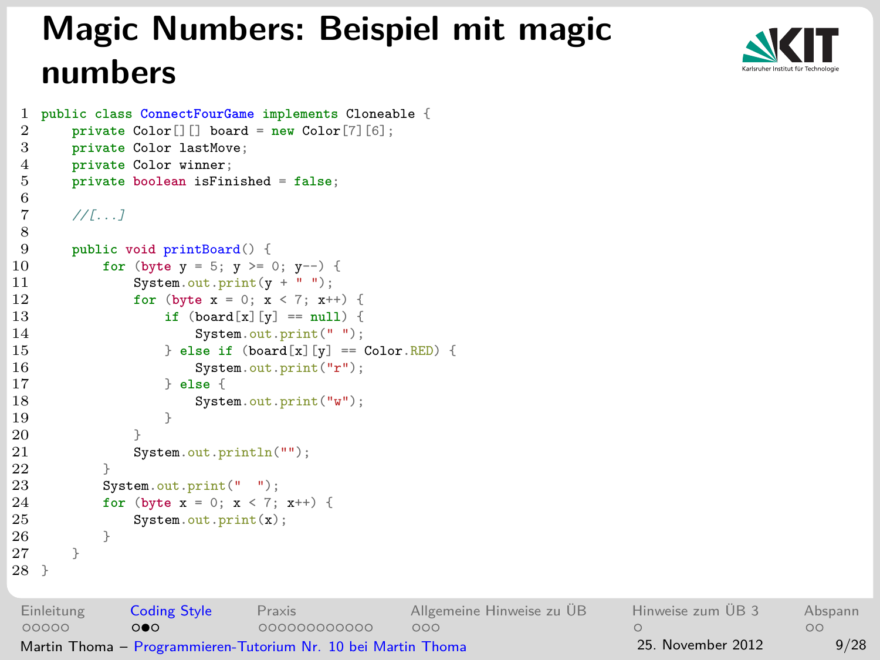# Magic Numbers: Beispiel mit magic numbers

```java
public class ConnectFourGame implements Cloneable {
    private Color[][] board = new Color[7][6];
    private Color lastMove;
    private Color winner;
    private boolean isFinished = false;

    //[...]

    public void printBoard() {
        for (byte y = 5; y >= 0; y--) {
            System.out.print(y + " ");
            for (byte x = 0; x < 7; x++) {
                if (board[x][y] == null) {
                    System.out.print(" ");
                } else if (board[x][y] == Color.RED) {
                    System.out.print("r");
                } else {
                    System.out.print("w");
                }
            }
            System.out.println("");
        }
        System.out.print("  ");
        for (byte x = 0; x < 7; x++) {
            System.out.print(x);
        }
    }
}
```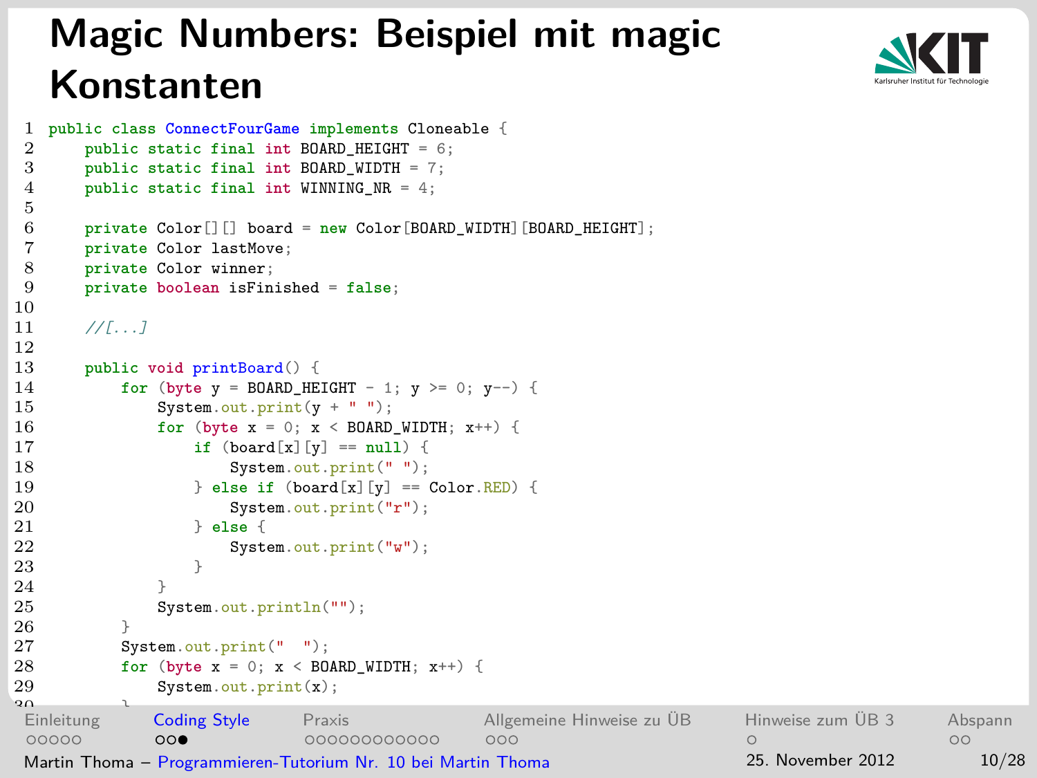# Magic Numbers: Beispiel mit magic Konstanten

```java
public class ConnectFourGame implements Cloneable {
    public static final int BOARD_HEIGHT = 6;
    public static final int BOARD_WIDTH = 7;
    public static final int WINNING_NR = 4;

    private Color[][] board = new Color[BOARD_WIDTH][BOARD_HEIGHT];
    private Color lastMove;
    private Color winner;
    private boolean isFinished = false;

    //[...]

    public void printBoard() {
        for (byte y = BOARD_HEIGHT - 1; y >= 0; y--) {
            System.out.print(y + " ");
            for (byte x = 0; x < BOARD_WIDTH; x++) {
                if (board[x][y] == null) {
                    System.out.print(" ");
                } else if (board[x][y] == Color.RED) {
                    System.out.print("r");
                } else {
                    System.out.print("w");
                }
            }
            System.out.println("");
        }
        System.out.print("  ");
        for (byte x = 0; x < BOARD_WIDTH; x++) {
            System.out.print(x);
```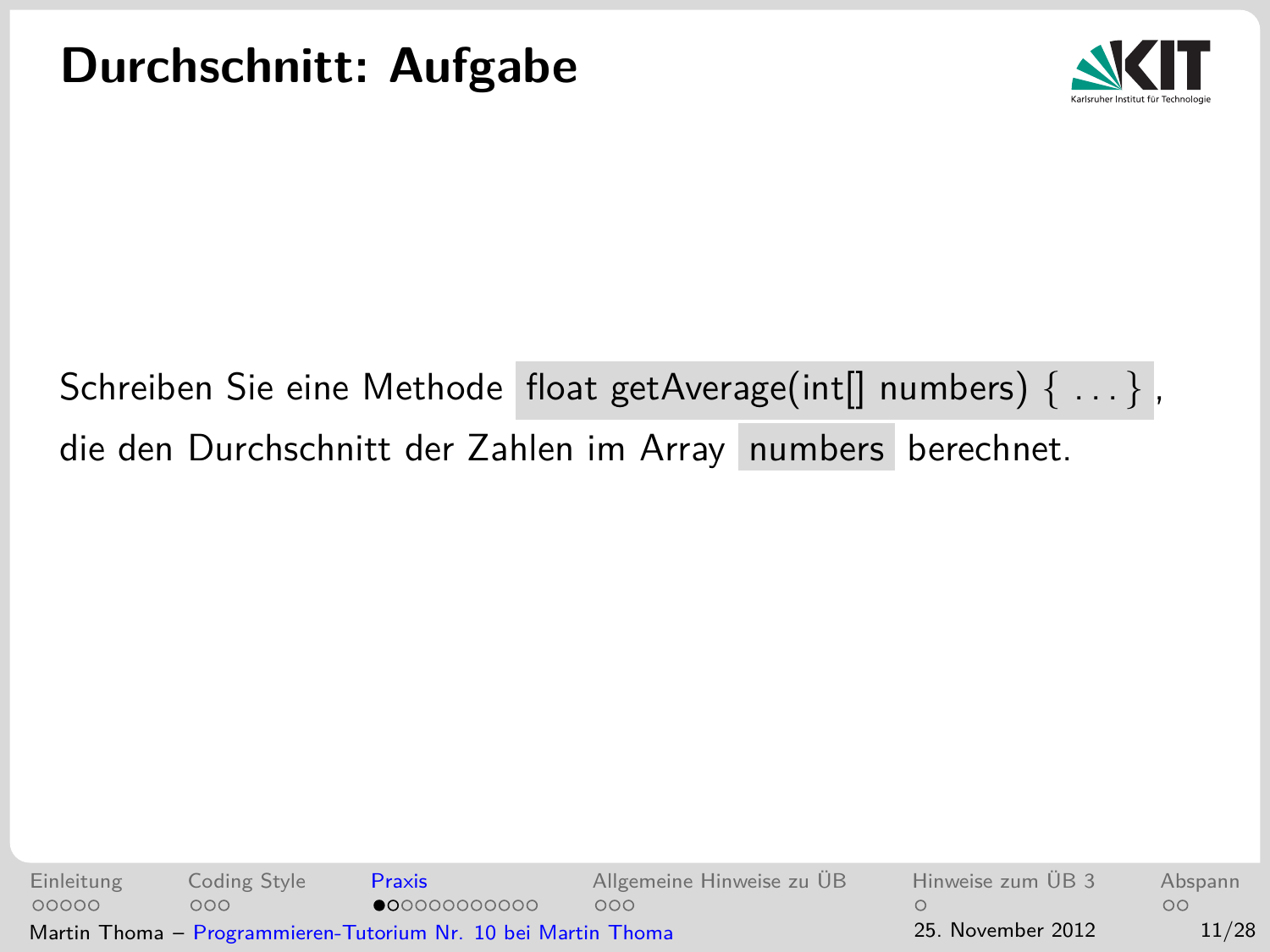# Durchschnitt: Aufgabe

Schreiben Sie eine Methode `float getAverage(int[] numbers) { ... }`, die den Durchschnitt der Zahlen im Array `numbers` berechnet.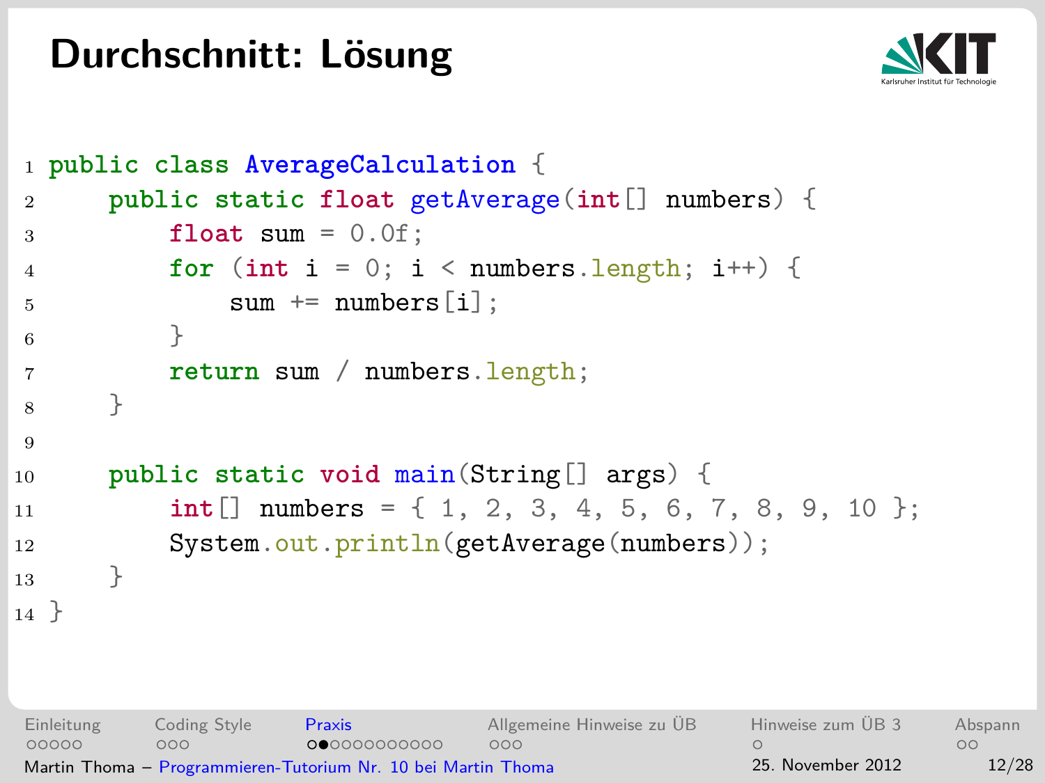# Durchschnitt: Lösung

```java
public class AverageCalculation {
    public static float getAverage(int[] numbers) {
        float sum = 0.0f;
        for (int i = 0; i < numbers.length; i++) {
            sum += numbers[i];
        }
        return sum / numbers.length;
    }

    public static void main(String[] args) {
        int[] numbers = { 1, 2, 3, 4, 5, 6, 7, 8, 9, 10 };
        System.out.println(getAverage(numbers));
    }
}
```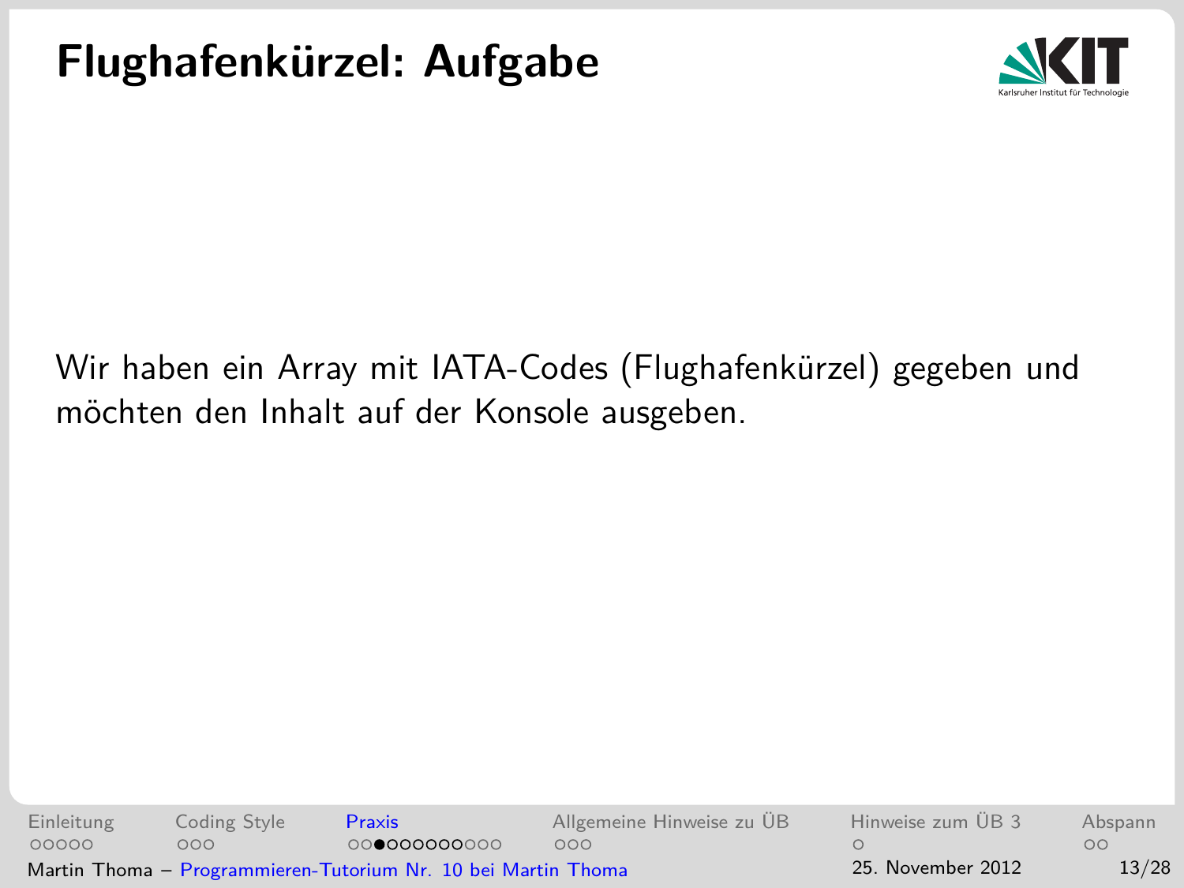# Flughafenkürzel: Aufgabe

Wir haben ein Array mit IATA-Codes (Flughafenkürzel) gegeben und möchten den Inhalt auf der Konsole ausgeben.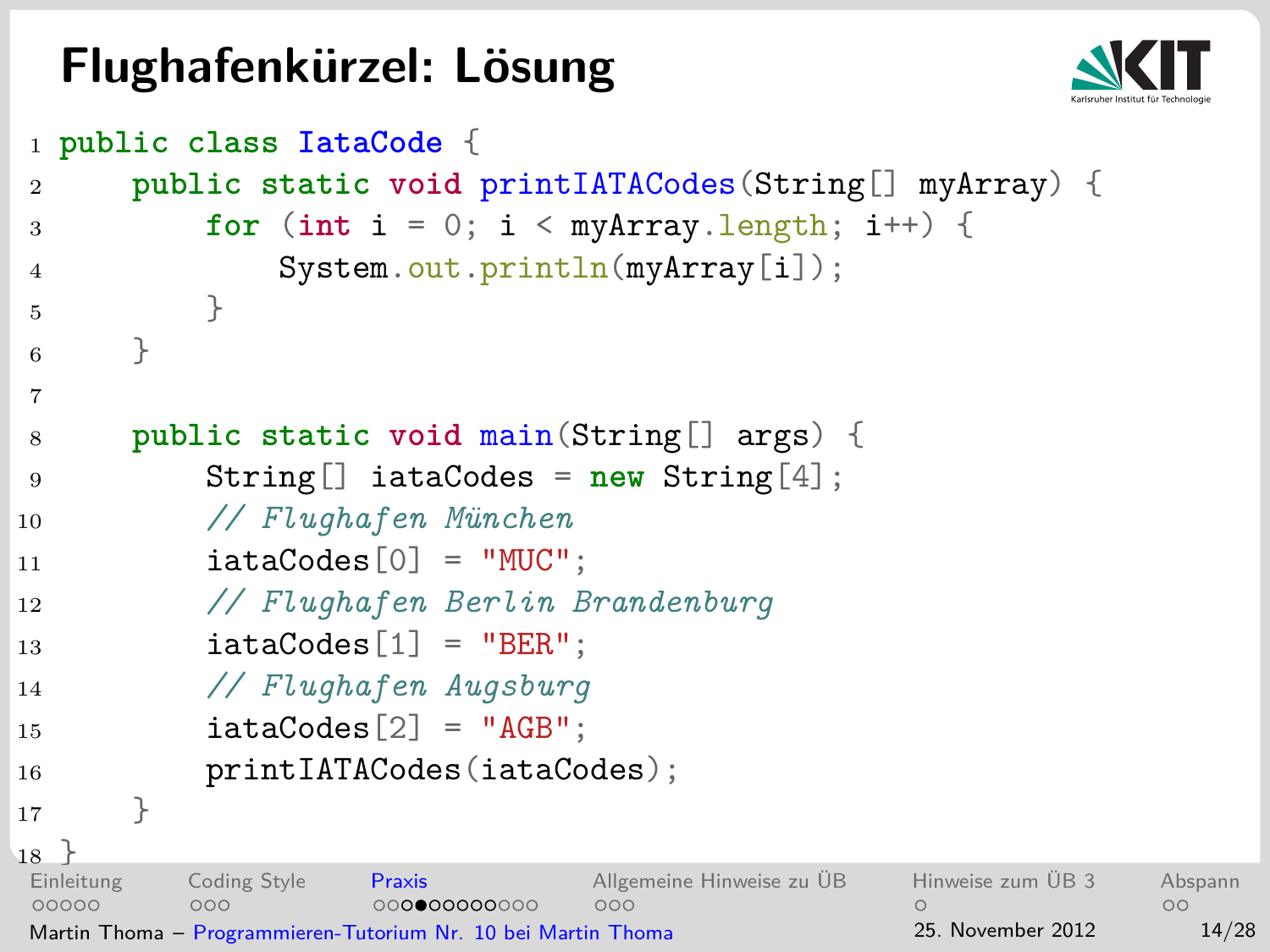# Flughafenkürzel: Lösung

```java
public class IataCode {
    public static void printIATACodes(String[] myArray) {
        for (int i = 0; i < myArray.length; i++) {
            System.out.println(myArray[i]);
        }
    }

    public static void main(String[] args) {
        String[] iataCodes = new String[4];
        // Flughafen München
        iataCodes[0] = "MUC";
        // Flughafen Berlin Brandenburg
        iataCodes[1] = "BER";
        // Flughafen Augsburg
        iataCodes[2] = "AGB";
        printIATACodes(iataCodes);
    }
}
```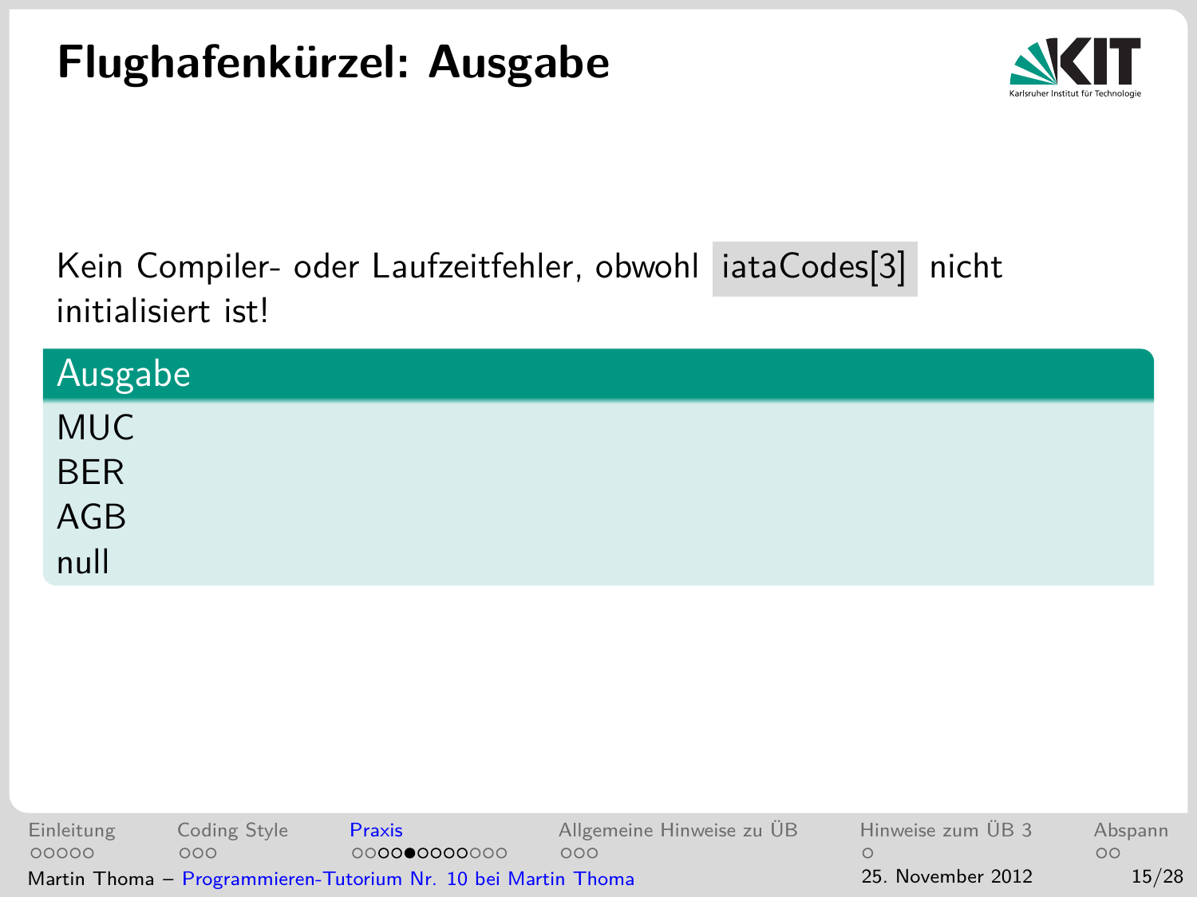# Flughafenkürzel: Ausgabe

Kein Compiler- oder Laufzeitfehler, obwohl `iataCodes[3]` nicht initialisiert ist!

**Ausgabe**

```
MUC
BER
AGB
null
```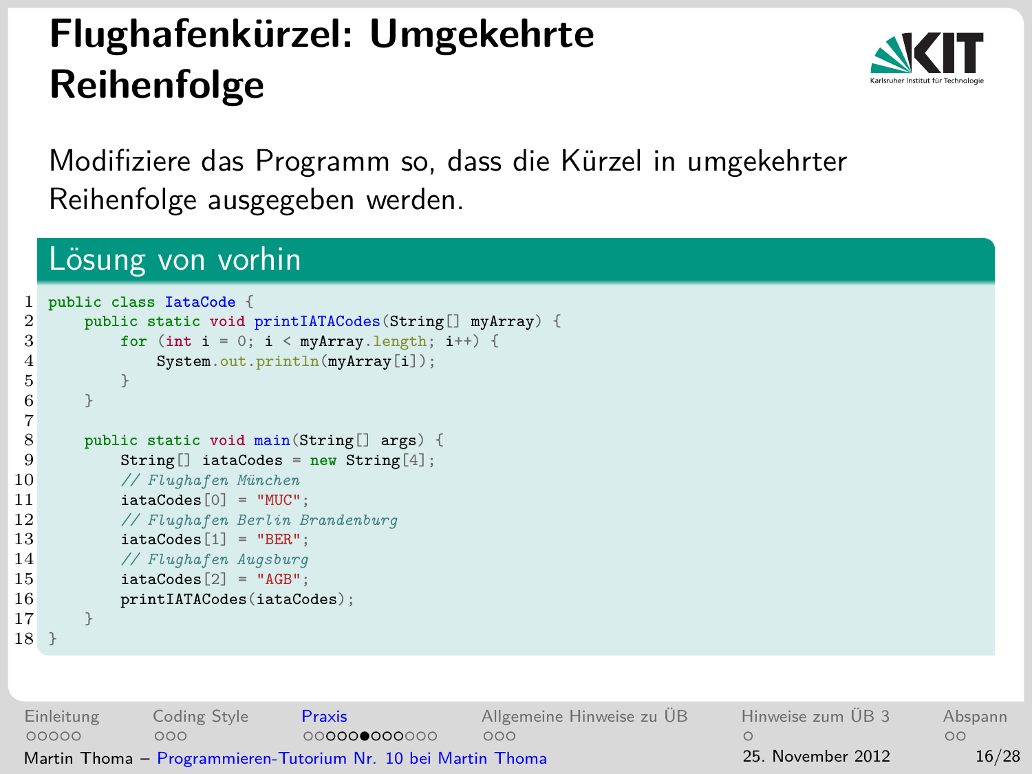# Flughafenkürzel: Umgekehrte Reihenfolge

Modifiziere das Programm so, dass die Kürzel in umgekehrter Reihenfolge ausgegeben werden.

## Lösung von vorhin

```java
public class IataCode {
    public static void printIATACodes(String[] myArray) {
        for (int i = 0; i < myArray.length; i++) {
            System.out.println(myArray[i]);
        }
    }

    public static void main(String[] args) {
        String[] iataCodes = new String[4];
        // Flughafen München
        iataCodes[0] = "MUC";
        // Flughafen Berlin Brandenburg
        iataCodes[1] = "BER";
        // Flughafen Augsburg
        iataCodes[2] = "AGB";
        printIATACodes(iataCodes);
    }
}
```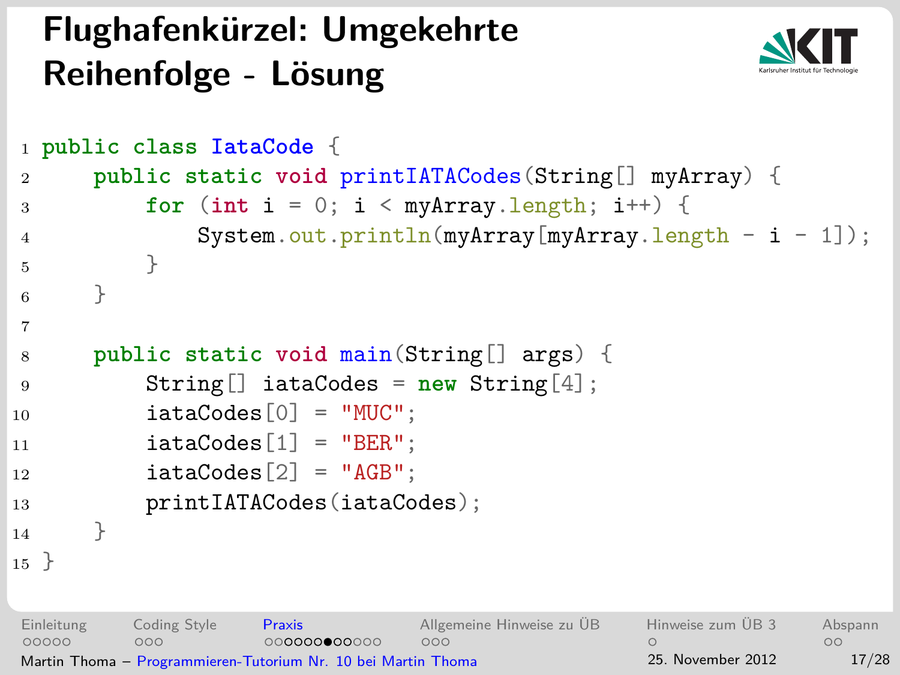# Flughafenkürzel: Umgekehrte Reihenfolge - Lösung

```java
public class IataCode {
    public static void printIATACodes(String[] myArray) {
        for (int i = 0; i < myArray.length; i++) {
            System.out.println(myArray[myArray.length - i - 1]);
        }
    }

    public static void main(String[] args) {
        String[] iataCodes = new String[4];
        iataCodes[0] = "MUC";
        iataCodes[1] = "BER";
        iataCodes[2] = "AGB";
        printIATACodes(iataCodes);
    }
}
```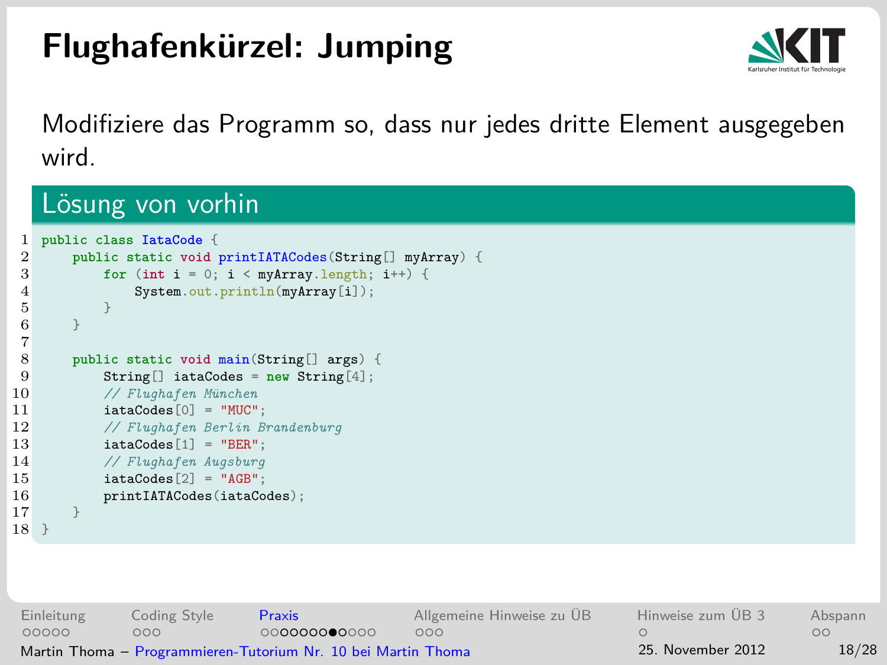# Flughafenkürzel: Jumping

Modifiziere das Programm so, dass nur jedes dritte Element ausgegeben wird.

## Lösung von vorhin

```java
public class IataCode {
    public static void printIATACodes(String[] myArray) {
        for (int i = 0; i < myArray.length; i++) {
            System.out.println(myArray[i]);
        }
    }

    public static void main(String[] args) {
        String[] iataCodes = new String[4];
        // Flughafen München
        iataCodes[0] = "MUC";
        // Flughafen Berlin Brandenburg
        iataCodes[1] = "BER";
        // Flughafen Augsburg
        iataCodes[2] = "AGB";
        printIATACodes(iataCodes);
    }
}
```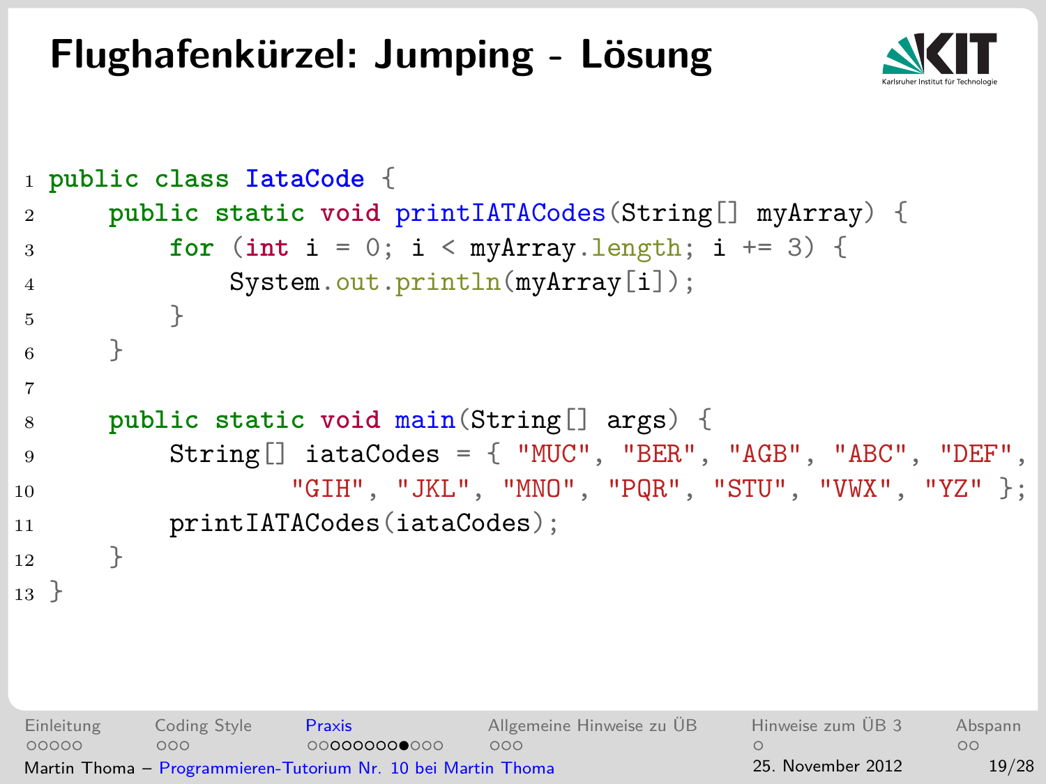# Flughafenkürzel: Jumping - Lösung

```java
public class IataCode {
    public static void printIATACodes(String[] myArray) {
        for (int i = 0; i < myArray.length; i += 3) {
            System.out.println(myArray[i]);
        }
    }

    public static void main(String[] args) {
        String[] iataCodes = { "MUC", "BER", "AGB", "ABC", "DEF",
                "GIH", "JKL", "MNO", "PQR", "STU", "VWX", "YZ" };
        printIATACodes(iataCodes);
    }
}
```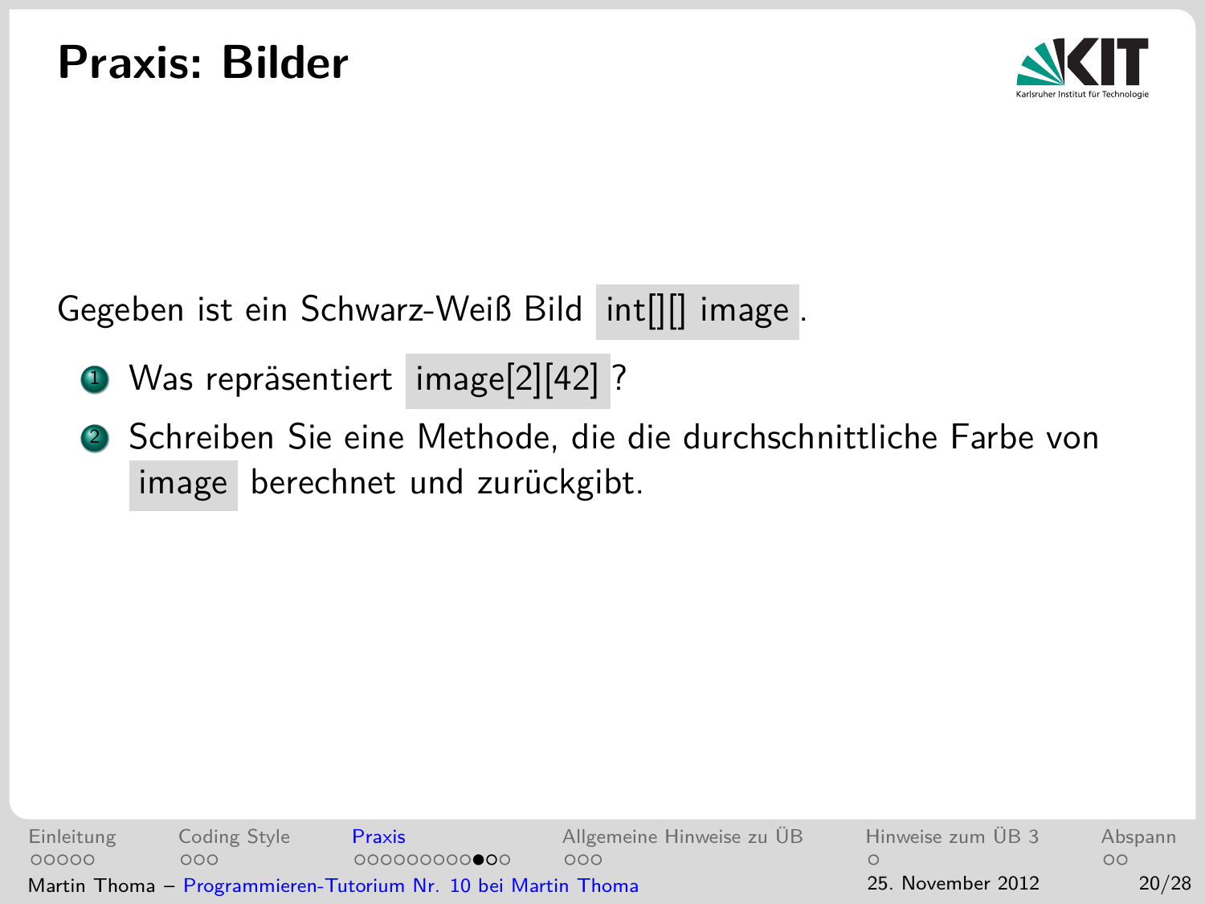# Praxis: Bilder

Gegeben ist ein Schwarz-Weiß Bild `int[][] image`.

1. Was repräsentiert `image[2][42]`?
2. Schreiben Sie eine Methode, die die durchschnittliche Farbe von `image` berechnet und zurückgibt.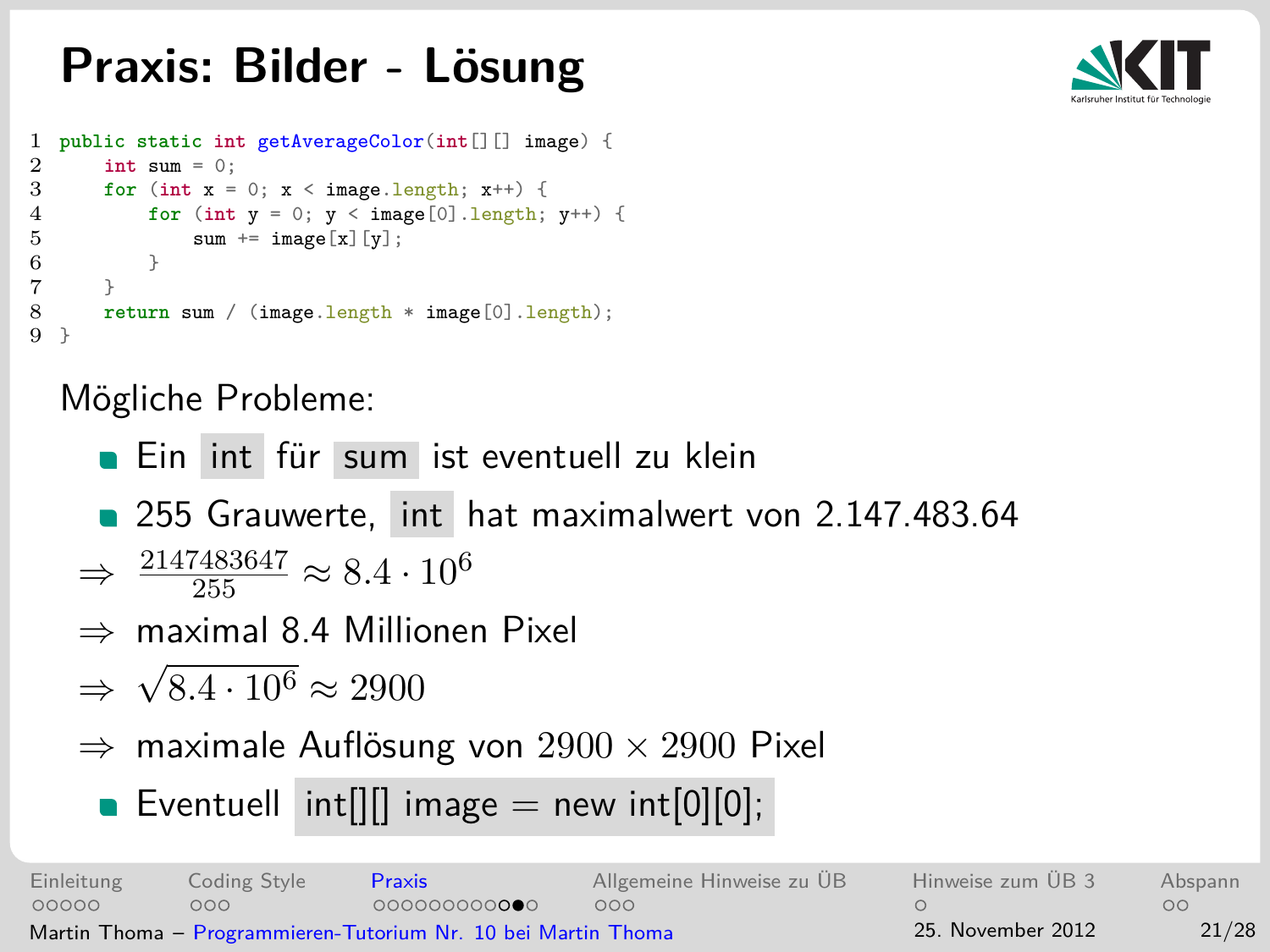# Praxis: Bilder - Lösung

```java
public static int getAverageColor(int[][] image) {
    int sum = 0;
    for (int x = 0; x < image.length; x++) {
        for (int y = 0; y < image[0].length; y++) {
            sum += image[x][y];
        }
    }
    return sum / (image.length * image[0].length);
}
```

Mögliche Probleme:

- Ein `int` für `sum` ist eventuell zu klein
- 255 Grauwerte, `int` hat maximalwert von 2.147.483.64

$\Rightarrow \frac{2147483647}{255} \approx 8.4 \cdot 10^6$

$\Rightarrow$ maximal 8.4 Millionen Pixel

$\Rightarrow \sqrt{8.4 \cdot 10^6} \approx 2900$

$\Rightarrow$ maximale Auflösung von $2900 \times 2900$ Pixel

- Eventuell `int[][] image = new int[0][0];`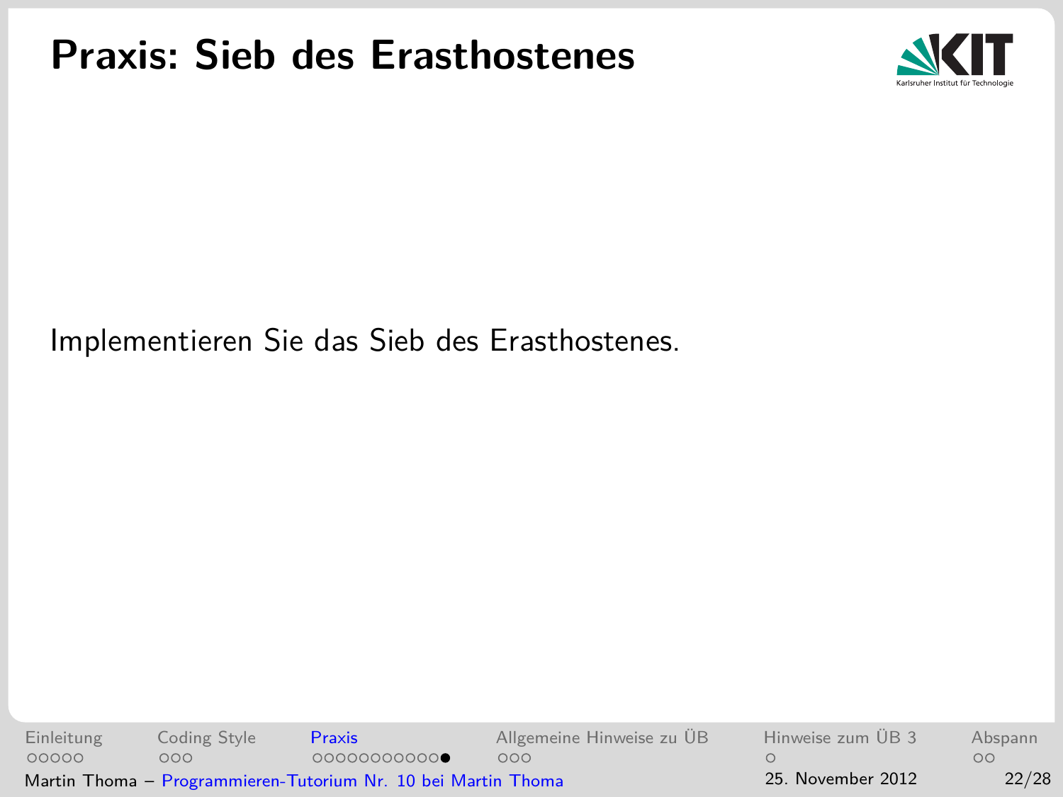# Praxis: Sieb des Erasthostenes

Implementieren Sie das Sieb des Erasthostenes.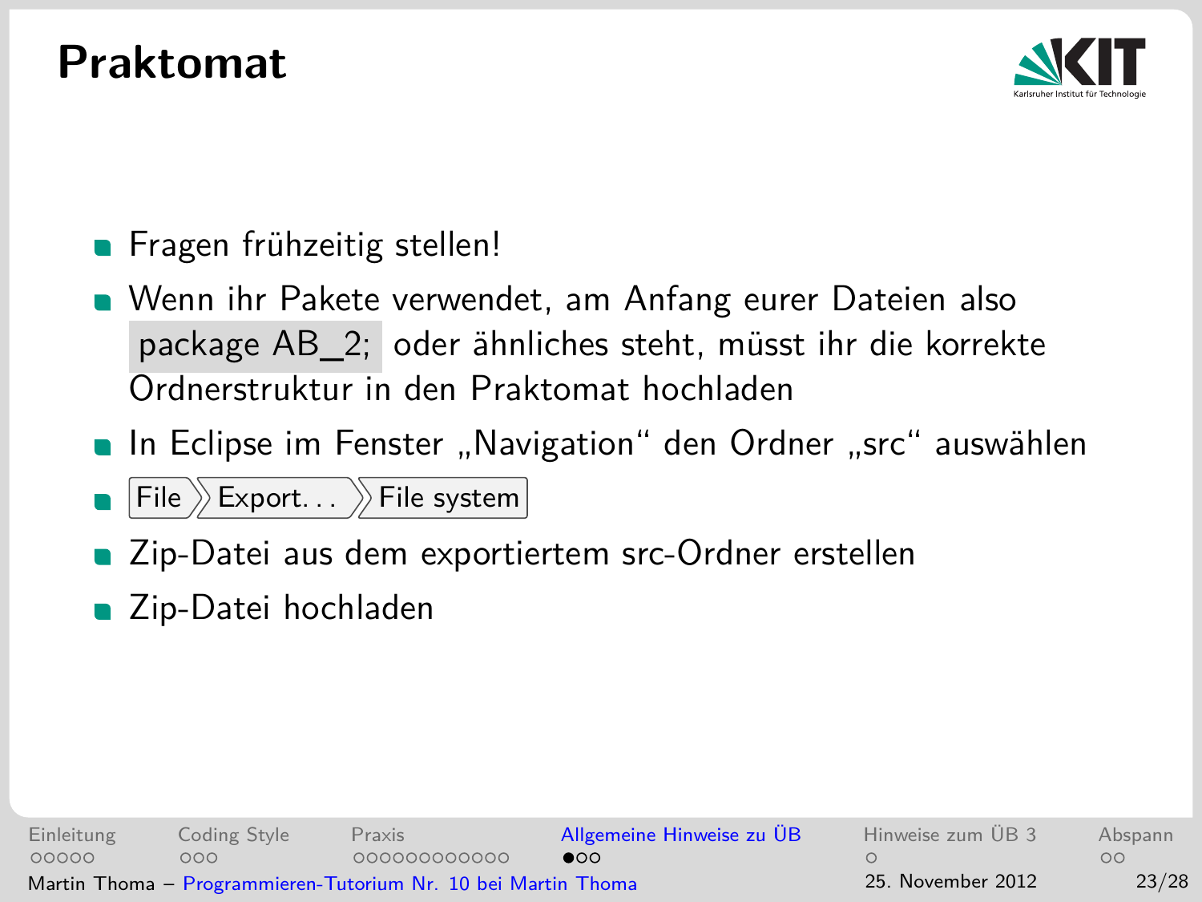# Praktomat

- Fragen frühzeitig stellen!
- Wenn ihr Pakete verwendet, am Anfang eurer Dateien also `package AB_2;` oder ähnliches steht, müsst ihr die korrekte Ordnerstruktur in den Praktomat hochladen
- In Eclipse im Fenster „Navigation“ den Ordner „src“ auswählen
- File > Export... > File system
- Zip-Datei aus dem exportiertem src-Ordner erstellen
- Zip-Datei hochladen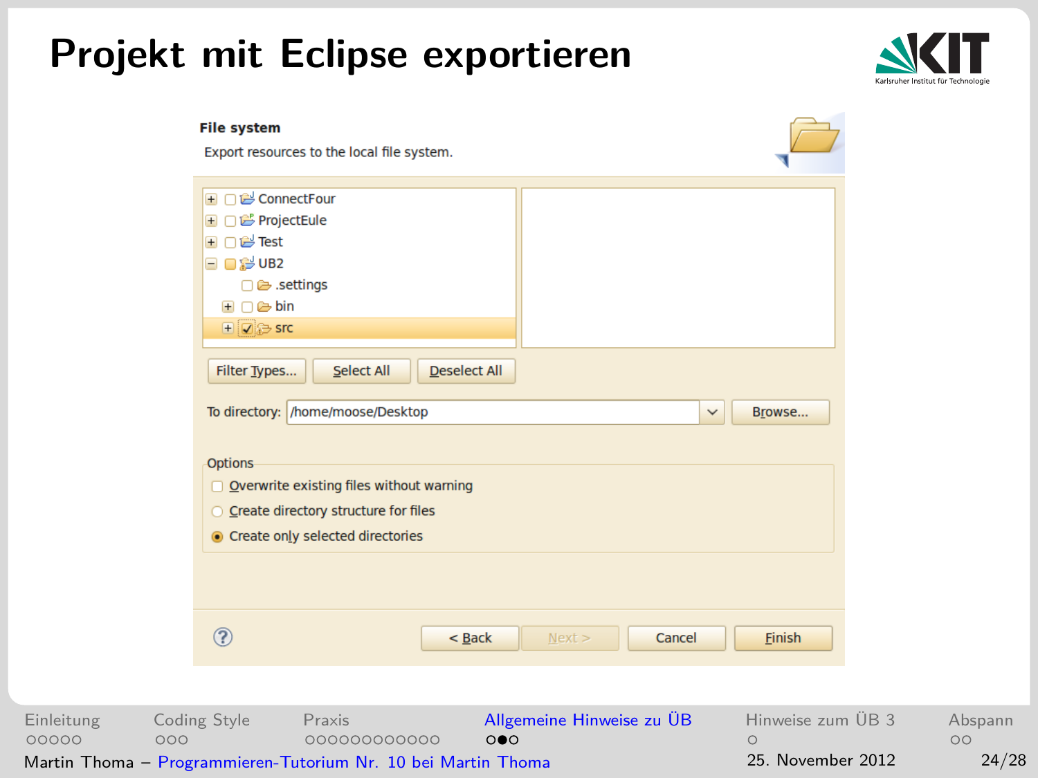# Projekt mit Eclipse exportieren

**File system**

Export resources to the local file system.

- ConnectFour
- ProjectEule
- Test
- UB2
  - .settings
  - bin
  - src

Filter Types... | Select All | Deselect All

To directory: /home/moose/Desktop — Browse...

Options

- Overwrite existing files without warning
- Create directory structure for files
- Create only selected directories

< Back | Next > | Cancel | Finish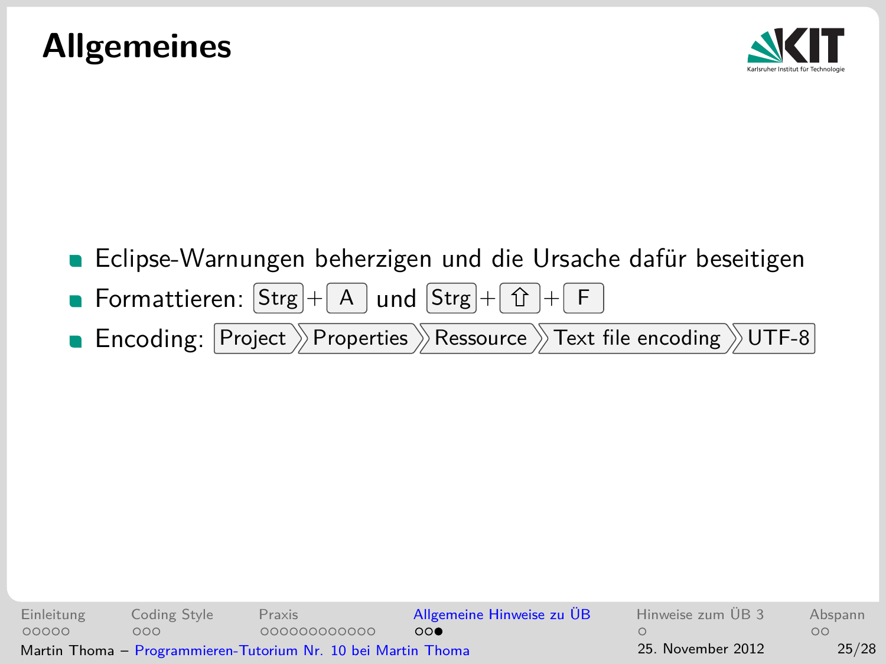# Allgemeines

- Eclipse-Warnungen beherzigen und die Ursache dafür beseitigen
- Formattieren: Strg + A und Strg + ⇧ + F
- Encoding: Project > Properties > Ressource > Text file encoding > UTF-8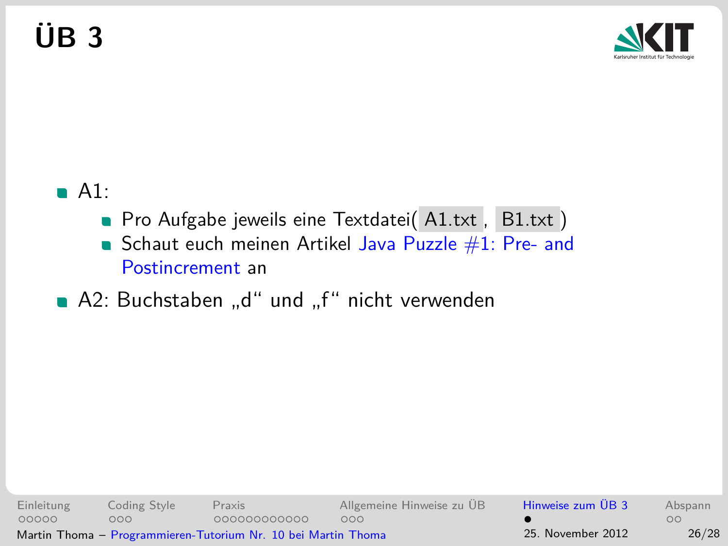# ÜB 3

- A1:
  - Pro Aufgabe jeweils eine Textdatei( `A1.txt` , `B1.txt` )
  - Schaut euch meinen Artikel Java Puzzle #1: Pre- and Postincrement an
- A2: Buchstaben „d“ und „f“ nicht verwenden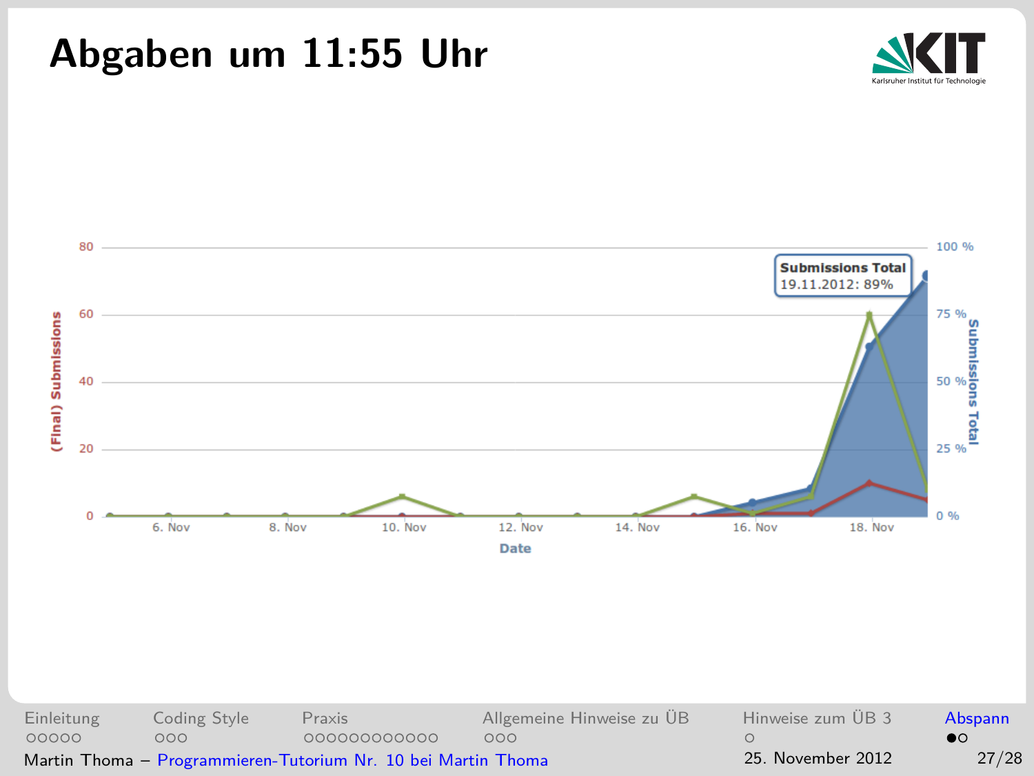# Abgaben um 11:55 Uhr

Submissions Total
19.11.2012: 89%

(Final) Submissions

80
60
40
20
0

100 %
75 %
50 %
25 %
0 %

Submissions Total

6. Nov
8. Nov
10. Nov
12. Nov
14. Nov
16. Nov
18. Nov

Date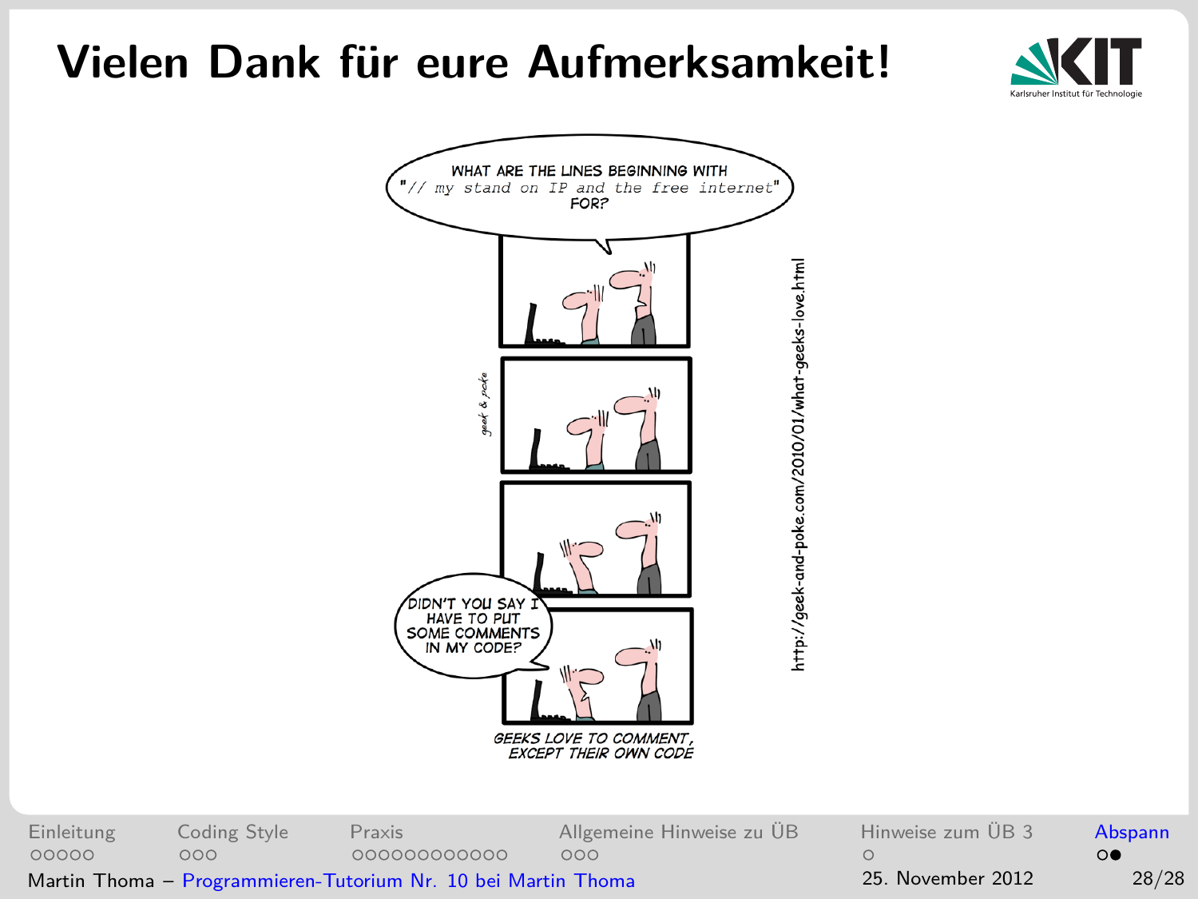# Vielen Dank für eure Aufmerksamkeit!

WHAT ARE THE LINES BEGINNING WITH "// my stand on IP and the free internet" FOR?

DIDN'T YOU SAY I HAVE TO PUT SOME COMMENTS IN MY CODE?

GEEKS LOVE TO COMMENT, EXCEPT THEIR OWN CODE

http://geek-and-poke.com/2010/01/what-geeks-love.html